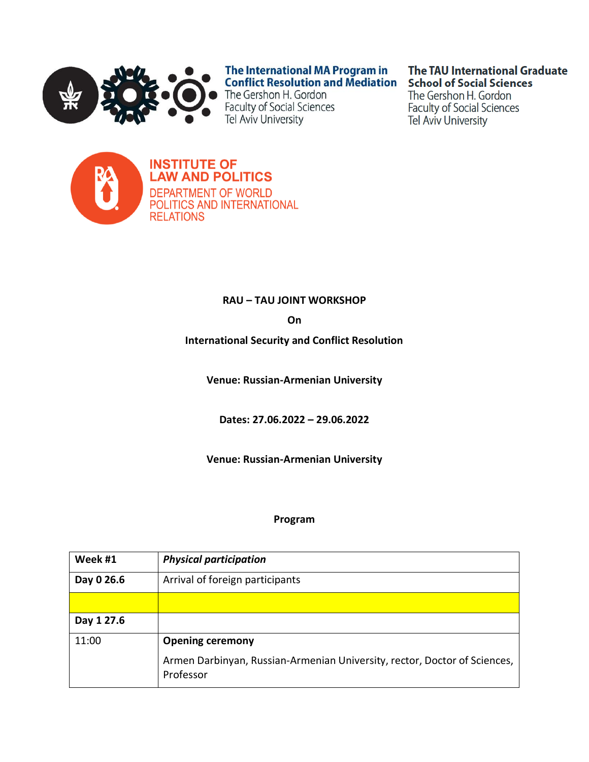The International MA Program in Conflict Resolution and Mediation
The Gershon H. Gordon
Faculty of Social Sciences
Tel Aviv University

The TAU International Graduate School of Social Sciences
The Gershon H. Gordon
Faculty of Social Sciences
Tel Aviv University

INSTITUTE OF LAW AND POLITICS
DEPARTMENT OF WORLD POLITICS AND INTERNATIONAL RELATIONS

**RAU – TAU JOINT WORKSHOP**

**On**

**International Security and Conflict Resolution**

**Venue: Russian-Armenian University**

**Dates: 27.06.2022 – 29.06.2022**

**Venue: Russian-Armenian University**

**Program**

| **Week #1** | ***Physical participation*** |
|---|---|
| **Day 0 26.6** | Arrival of foreign participants |
| | |
| **Day 1 27.6** | |
| 11:00 | **Opening ceremony**<br>Armen Darbinyan, Russian-Armenian University, rector, Doctor of Sciences, Professor |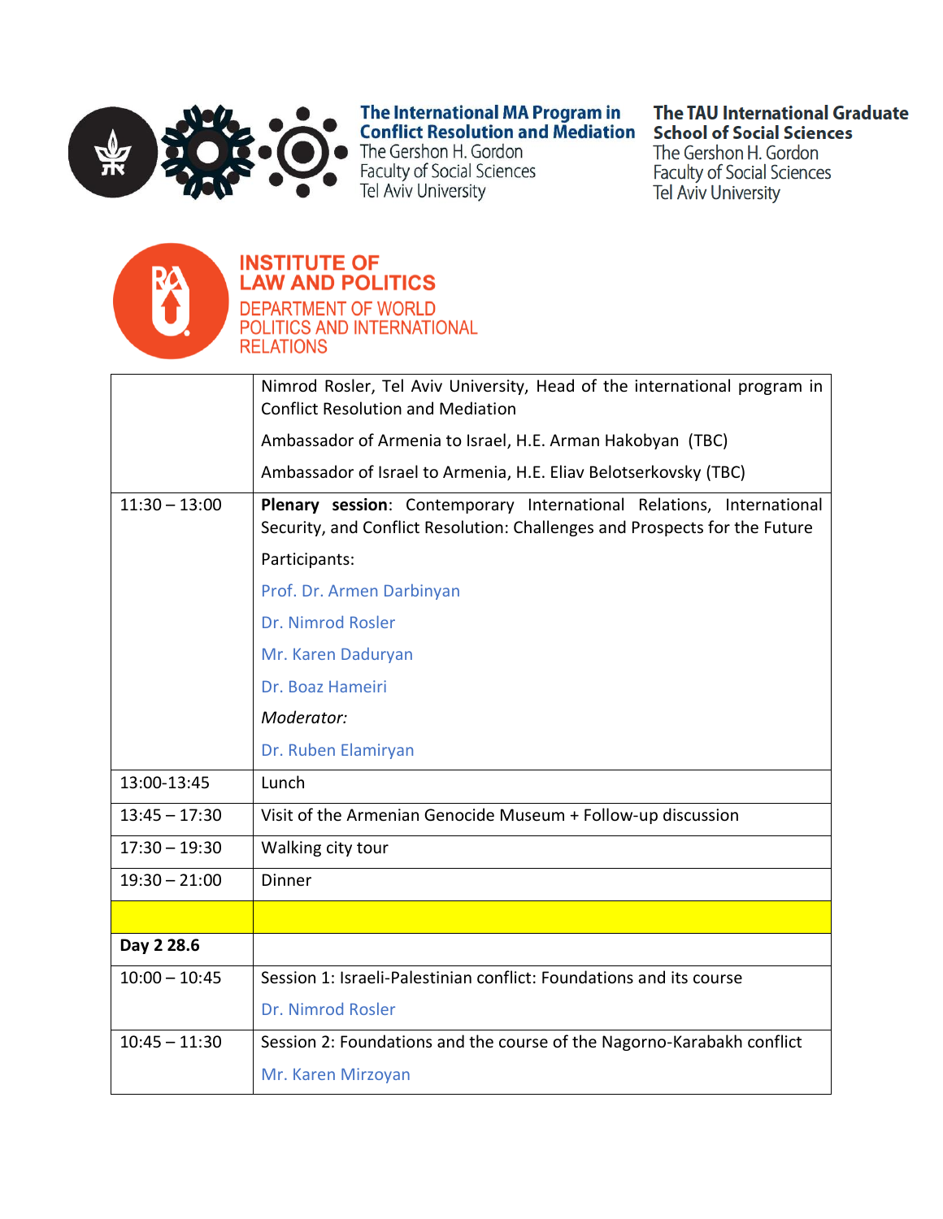The International MA Program in Conflict Resolution and Mediation
The Gershon H. Gordon Faculty of Social Sciences
Tel Aviv University

The TAU International Graduate School of Social Sciences
The Gershon H. Gordon Faculty of Social Sciences
Tel Aviv University

INSTITUTE OF LAW AND POLITICS
DEPARTMENT OF WORLD POLITICS AND INTERNATIONAL RELATIONS

| | |
|---|---|
| | Nimrod Rosler, Tel Aviv University, Head of the international program in Conflict Resolution and Mediation<br>Ambassador of Armenia to Israel, H.E. Arman Hakobyan (TBC)<br>Ambassador of Israel to Armenia, H.E. Eliav Belotserkovsky (TBC) |
| 11:30 – 13:00 | **Plenary session**: Contemporary International Relations, International Security, and Conflict Resolution: Challenges and Prospects for the Future<br>Participants:<br>Prof. Dr. Armen Darbinyan<br>Dr. Nimrod Rosler<br>Mr. Karen Daduryan<br>Dr. Boaz Hameiri<br>*Moderator:*<br>Dr. Ruben Elamiryan |
| 13:00-13:45 | Lunch |
| 13:45 – 17:30 | Visit of the Armenian Genocide Museum + Follow-up discussion |
| 17:30 – 19:30 | Walking city tour |
| 19:30 – 21:00 | Dinner |
| | |
| **Day 2 28.6** | |
| 10:00 – 10:45 | Session 1: Israeli-Palestinian conflict: Foundations and its course<br>Dr. Nimrod Rosler |
| 10:45 – 11:30 | Session 2: Foundations and the course of the Nagorno-Karabakh conflict<br>Mr. Karen Mirzoyan |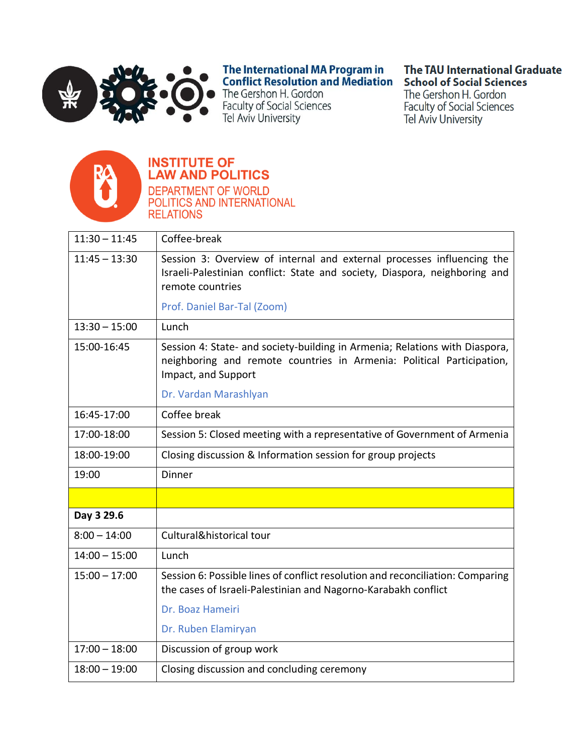The International MA Program in Conflict Resolution and Mediation
The Gershon H. Gordon Faculty of Social Sciences
Tel Aviv University

The TAU International Graduate School of Social Sciences
The Gershon H. Gordon Faculty of Social Sciences
Tel Aviv University

INSTITUTE OF LAW AND POLITICS
DEPARTMENT OF WORLD POLITICS AND INTERNATIONAL RELATIONS

| | |
|---|---|
| 11:30 – 11:45 | Coffee-break |
| 11:45 – 13:30 | Session 3: Overview of internal and external processes influencing the Israeli-Palestinian conflict: State and society, Diaspora, neighboring and remote countries<br><br>Prof. Daniel Bar-Tal (Zoom) |
| 13:30 – 15:00 | Lunch |
| 15:00-16:45 | Session 4: State- and society-building in Armenia; Relations with Diaspora, neighboring and remote countries in Armenia: Political Participation, Impact, and Support<br><br>Dr. Vardan Marashlyan |
| 16:45-17:00 | Coffee break |
| 17:00-18:00 | Session 5: Closed meeting with a representative of Government of Armenia |
| 18:00-19:00 | Closing discussion & Information session for group projects |
| 19:00 | Dinner |
| | |
| **Day 3 29.6** | |
| 8:00 – 14:00 | Cultural&historical tour |
| 14:00 – 15:00 | Lunch |
| 15:00 – 17:00 | Session 6: Possible lines of conflict resolution and reconciliation: Comparing the cases of Israeli-Palestinian and Nagorno-Karabakh conflict<br><br>Dr. Boaz Hameiri<br><br>Dr. Ruben Elamiryan |
| 17:00 – 18:00 | Discussion of group work |
| 18:00 – 19:00 | Closing discussion and concluding ceremony |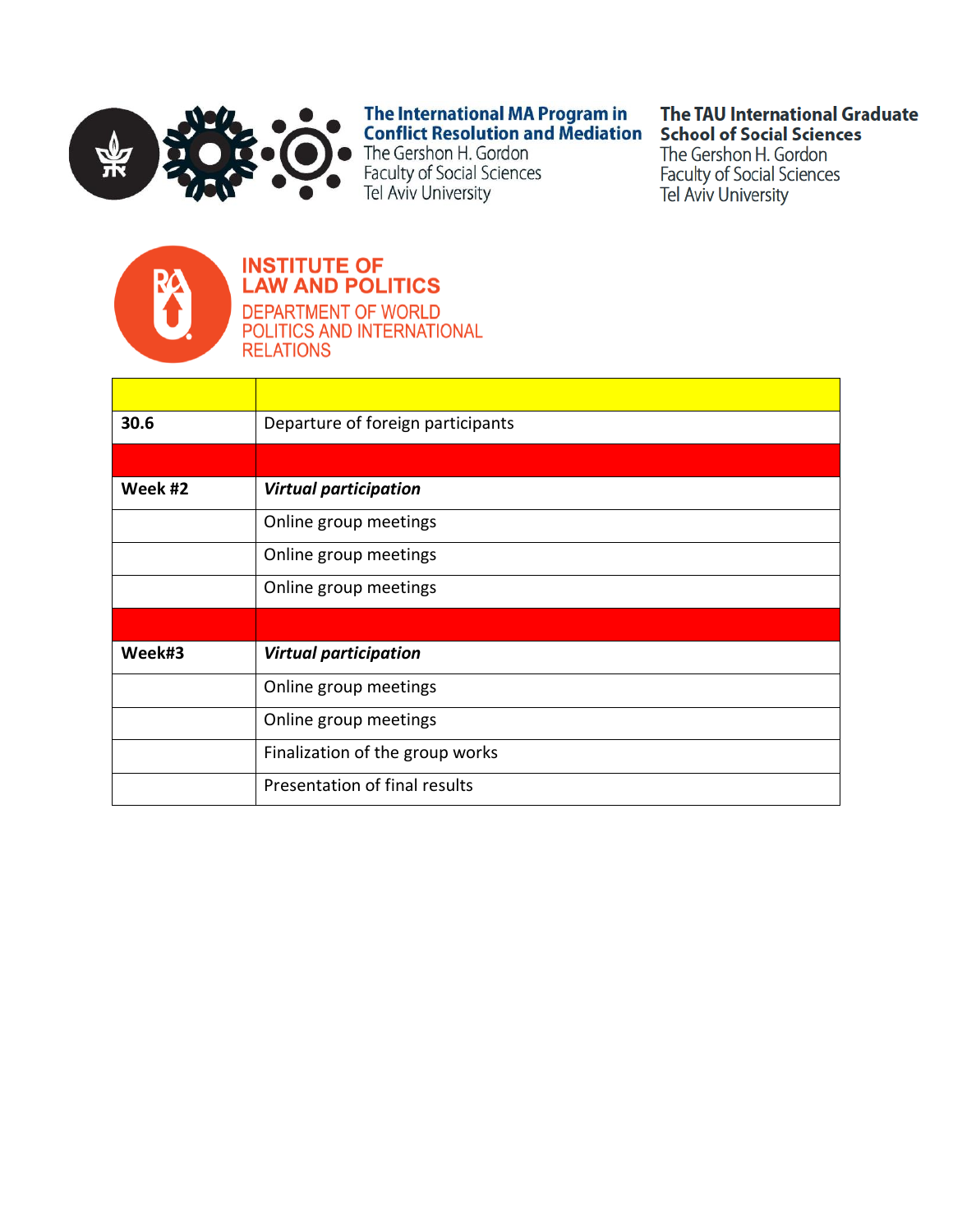The International MA Program in Conflict Resolution and Mediation
The Gershon H. Gordon Faculty of Social Sciences
Tel Aviv University

The TAU International Graduate School of Social Sciences
The Gershon H. Gordon Faculty of Social Sciences
Tel Aviv University

INSTITUTE OF LAW AND POLITICS
DEPARTMENT OF WORLD POLITICS AND INTERNATIONAL RELATIONS

| | |
|---|---|
| | |
| **30.6** | Departure of foreign participants |
| | |
| **Week #2** | ***Virtual participation*** |
| | Online group meetings |
| | Online group meetings |
| | Online group meetings |
| | |
| **Week#3** | ***Virtual participation*** |
| | Online group meetings |
| | Online group meetings |
| | Finalization of the group works |
| | Presentation of final results |